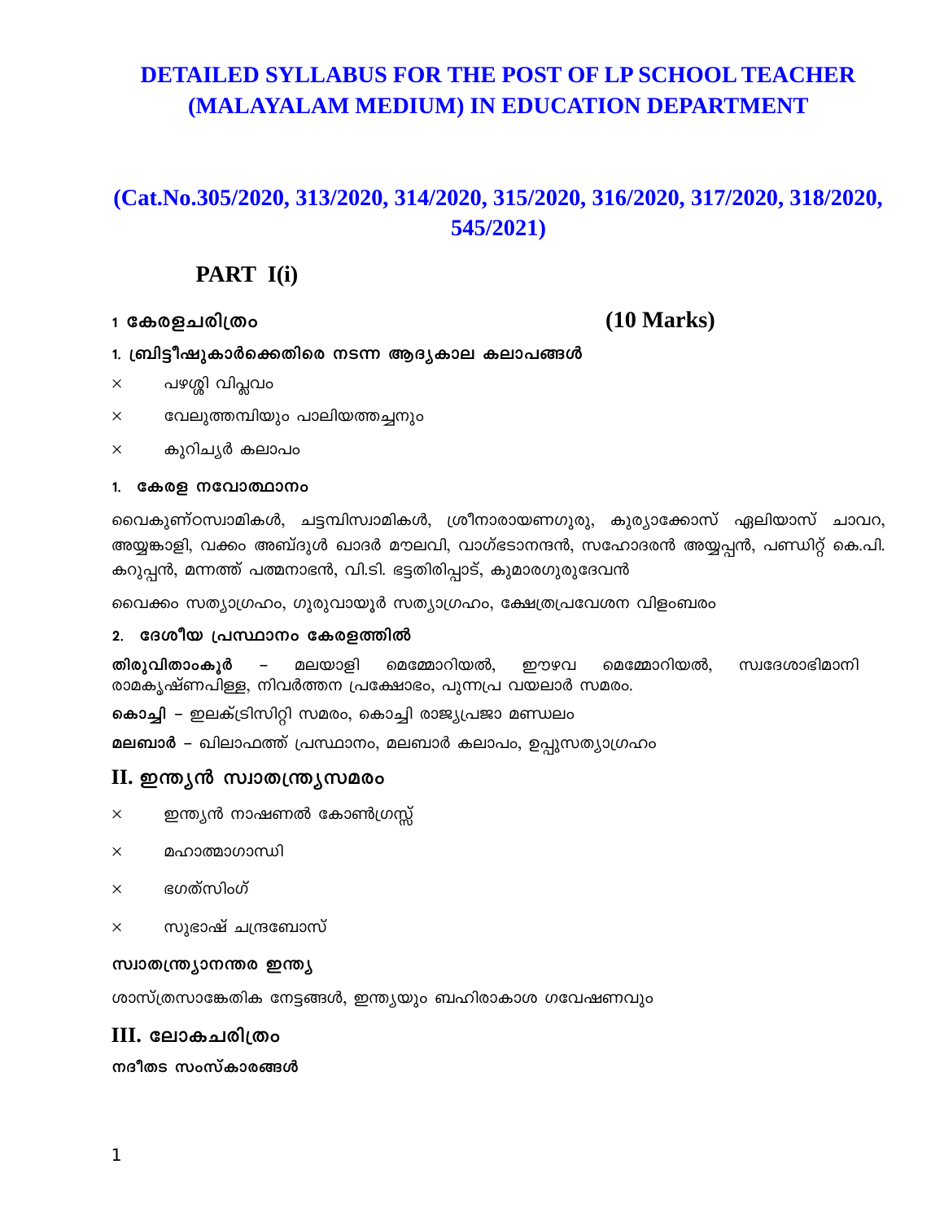# DETAILED SYLLABUS FOR THE POST OF LP SCHOOL TEACHER (MALAYALAM MEDIUM) IN EDUCATION DEPARTMENT

## (Cat.No.305/2020, 313/2020, 314/2020, 315/2020, 316/2020, 317/2020, 318/2020, 545/2021)

## PART I(i)

### 1 കേരളചരിത്രം (10 Marks)

**1. ബ്രിട്ടീഷുകാർക്കെതിരെ നടന്ന ആദ്യകാല കലാപങ്ങൾ**

- പഴശ്ശി വിപ്ലവം
- വേലുത്തമ്പിയും പാലിയത്തച്ചനും
- കുറിച്യർ കലാപം

**1. കേരള നവോത്ഥാനം**

വൈകുണ്ഠസ്വാമികൾ, ചട്ടമ്പിസ്വാമികൾ, ശ്രീനാരായണഗുരു, കുര്യാക്കോസ് ഏലിയാസ് ചാവറ, അയ്യങ്കാളി, വക്കം അബ്ദുൾ ഖാദർ മൗലവി, വാഗ്ഭടാനന്ദൻ, സഹോദരൻ അയ്യപ്പൻ, പണ്ഡിറ്റ് കെ.പി. കറുപ്പൻ, മന്നത്ത് പത്മനാഭൻ, വി.ടി. ഭട്ടതിരിപ്പാട്, കുമാരഗുരുദേവൻ

വൈക്കം സത്യാഗ്രഹം, ഗുരുവായൂർ സത്യാഗ്രഹം, ക്ഷേത്രപ്രവേശന വിളംബരം

**2. ദേശീയ പ്രസ്ഥാനം കേരളത്തിൽ**

**തിരുവിതാംകൂർ** – മലയാളി മെമ്മോറിയൽ, ഈഴവ മെമ്മോറിയൽ, സ്വദേശാഭിമാനി രാമകൃഷ്ണപിള്ള, നിവർത്തന പ്രക്ഷോഭം, പുന്നപ്ര വയലാർ സമരം.

**കൊച്ചി** – ഇലക്ട്രിസിറ്റി സമരം, കൊച്ചി രാജ്യപ്രജാ മണ്ഡലം

**മലബാർ** – ഖിലാഫത്ത് പ്രസ്ഥാനം, മലബാർ കലാപം, ഉപ്പുസത്യാഗ്രഹം

### II. ഇന്ത്യൻ സ്വാതന്ത്ര്യസമരം

- ഇന്ത്യൻ നാഷണൽ കോൺഗ്രസ്സ്
- മഹാത്മാഗാന്ധി
- ഭഗത്സിംഗ്
- സുഭാഷ് ചന്ദ്രബോസ്

**സ്വാതന്ത്ര്യാനന്തര ഇന്ത്യ**

ശാസ്ത്രസാങ്കേതിക നേട്ടങ്ങൾ, ഇന്ത്യയും ബഹിരാകാശ ഗവേഷണവും

### III. ലോകചരിത്രം

**നദീതട സംസ്കാരങ്ങൾ**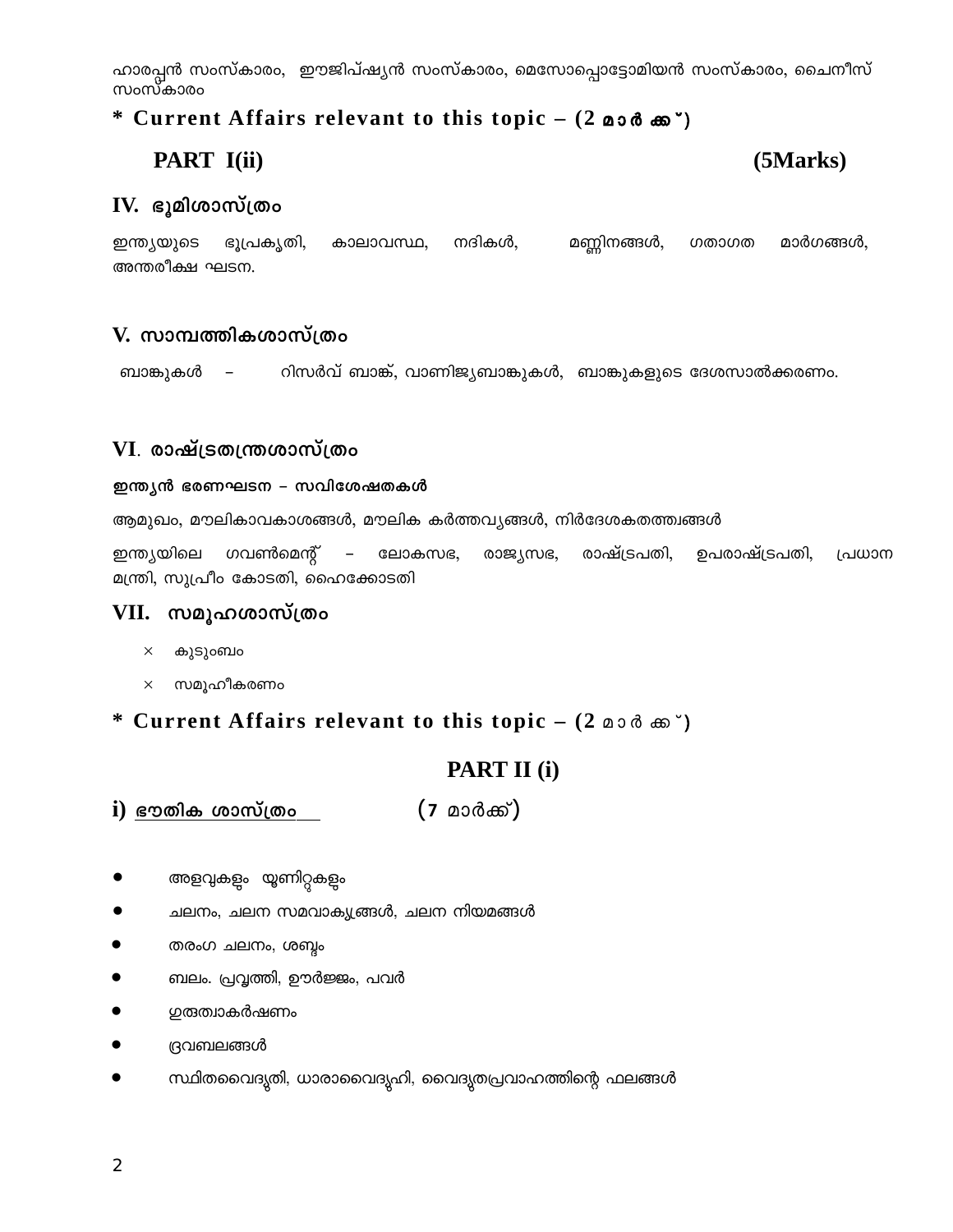ഹാരപ്പൻ സംസ്കാരം, ഈജിപ്ഷ്യൻ സംസ്കാരം, മെസോപ്പൊട്ടോമിയൻ സംസ്കാരം, ചൈനീസ് സംസ്കാരം

**\* Current Affairs relevant to this topic – (2 മാർക്ക്)**

## PART I(ii) (5Marks)

### IV. ഭൂമിശാസ്ത്രം

ഇന്ത്യയുടെ ഭൂപ്രകൃതി, കാലാവസ്ഥ, നദികൾ, മണ്ണിനങ്ങൾ, ഗതാഗത മാർഗങ്ങൾ, അന്തരീക്ഷ ഘടന.

### V. സാമ്പത്തികശാസ്ത്രം

ബാങ്കുകൾ – റിസർവ് ബാങ്ക്, വാണിജ്യബാങ്കുകൾ, ബാങ്കുകളുടെ ദേശസാൽക്കരണം.

### VI. രാഷ്ട്രതന്ത്രശാസ്ത്രം

**ഇന്ത്യൻ ഭരണഘടന – സവിശേഷതകൾ**

ആമുഖം, മൗലികാവകാശങ്ങൾ, മൗലിക കർത്തവ്യങ്ങൾ, നിർദേശകതത്ത്വങ്ങൾ

ഇന്ത്യയിലെ ഗവൺമെന്റ് – ലോകസഭ, രാജ്യസഭ, രാഷ്ട്രപതി, ഉപരാഷ്ട്രപതി, പ്രധാന മന്ത്രി, സുപ്രീം കോടതി, ഹൈക്കോടതി

### VII. സമൂഹശാസ്ത്രം

- കുടുംബം
- സമൂഹീകരണം

**\* Current Affairs relevant to this topic – (2 മാർക്ക്)**

## PART II (i)

### i) ഭൗതിക ശാസ്ത്രം (7 മാർക്ക്)

- അളവുകളും യൂണിറ്റുകളും
- ചലനം, ചലന സമവാക്യങ്ങൾ, ചലന നിയമങ്ങൾ
- തരംഗ ചലനം, ശബ്ദം
- ബലം. പ്രവൃത്തി, ഊർജ്ജം, പവർ
- ഗുരുത്വാകർഷണം
- ദ്രവബലങ്ങൾ
- സ്ഥിതവൈദ്യുതി, ധാരാവൈദ്യുതി, വൈദ്യുതപ്രവാഹത്തിന്റെ ഫലങ്ങൾ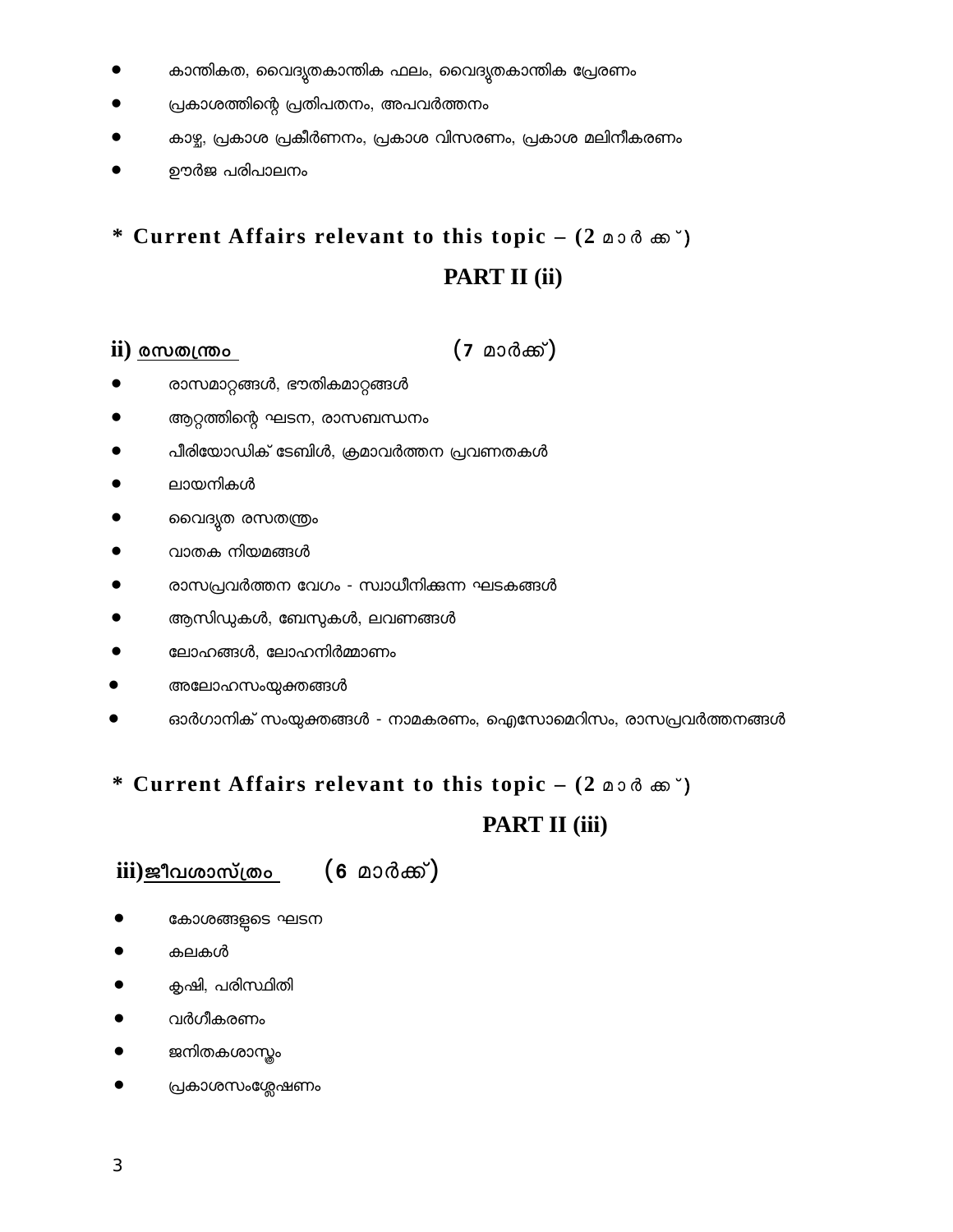- കാന്തികത, വൈദ്യുതകാന്തിക ഫലം, വൈദ്യുതകാന്തിക പ്രേരണം
- പ്രകാശത്തിന്റെ പ്രതിപതനം, അപവർത്തനം
- കാഴ്ച, പ്രകാശ പ്രകീർണനം, പ്രകാശ വിസരണം, പ്രകാശ മലിനീകരണം
- ഊർജ പരിപാലനം

**\* Current Affairs relevant to this topic – (2 മാർക്ക്)**

## PART II (ii)

**ii) <u>രസതന്ത്രം</u>** (7 മാർക്ക്)

- രാസമാറ്റങ്ങൾ, ഭൗതികമാറ്റങ്ങൾ
- ആറ്റത്തിന്റെ ഘടന, രാസബന്ധനം
- പീരിയോഡിക് ടേബിൾ, ക്രമാവർത്തന പ്രവണതകൾ
- ലായനികൾ
- വൈദ്യുത രസതന്ത്രം
- വാതക നിയമങ്ങൾ
- രാസപ്രവർത്തന വേഗം - സ്വാധീനിക്കുന്ന ഘടകങ്ങൾ
- ആസിഡുകൾ, ബേസുകൾ, ലവണങ്ങൾ
- ലോഹങ്ങൾ, ലോഹനിർമ്മാണം
- അലോഹസംയുക്തങ്ങൾ
- ഓർഗാനിക് സംയുക്തങ്ങൾ - നാമകരണം, ഐസോമെറിസം, രാസപ്രവർത്തനങ്ങൾ

**\* Current Affairs relevant to this topic – (2 മാർക്ക്)**

## PART II (iii)

**iii)<u>ജീവശാസ്ത്രം</u>** (6 മാർക്ക്)

- കോശങ്ങളുടെ ഘടന
- കലകൾ
- കൃഷി, പരിസ്ഥിതി
- വർഗീകരണം
- ജനിതകശാസ്ത്രം
- പ്രകാശസംശ്ലേഷണം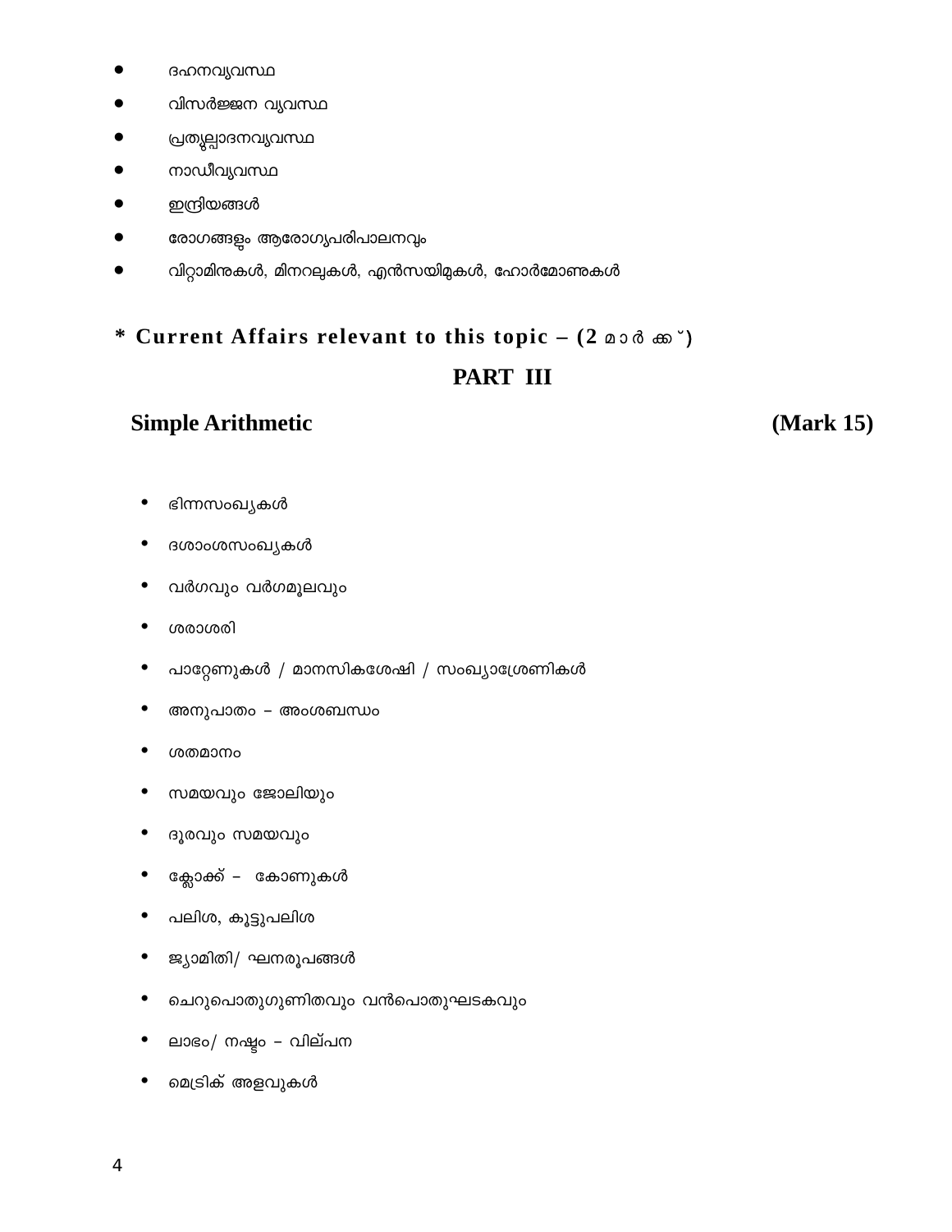- ദഹനവ്യവസ്ഥ
- വിസർജ്ജന വ്യവസ്ഥ
- പ്രത്യുല്പാദനവ്യവസ്ഥ
- നാഡീവ്യവസ്ഥ
- ഇന്ദ്രിയങ്ങൾ
- രോഗങ്ങളും ആരോഗ്യപരിപാലനവും
- വിറ്റാമിനുകൾ, മിനറലുകൾ, എൻസയിമുകൾ, ഹോർമോണുകൾ

**\* Current Affairs relevant to this topic – (2 മാർക്ക്)**

## PART III

**Simple Arithmetic** **(Mark 15)**

- ഭിന്നസംഖ്യകൾ
- ദശാംശസംഖ്യകൾ
- വർഗവും വർഗമൂലവും
- ശരാശരി
- പാറ്റേണുകൾ / മാനസികശേഷി / സംഖ്യാശ്രേണികൾ
- അനുപാതം – അംശബന്ധം
- ശതമാനം
- സമയവും ജോലിയും
- ദൂരവും സമയവും
- ക്ലോക്ക് – കോണുകൾ
- പലിശ, കൂട്ടുപലിശ
- ജ്യാമിതി/ ഘനരൂപങ്ങൾ
- ചെറുപൊതുഗുണിതവും വൻപൊതുഘടകവും
- ലാഭം/ നഷ്ടം – വില്പന
- മെട്രിക് അളവുകൾ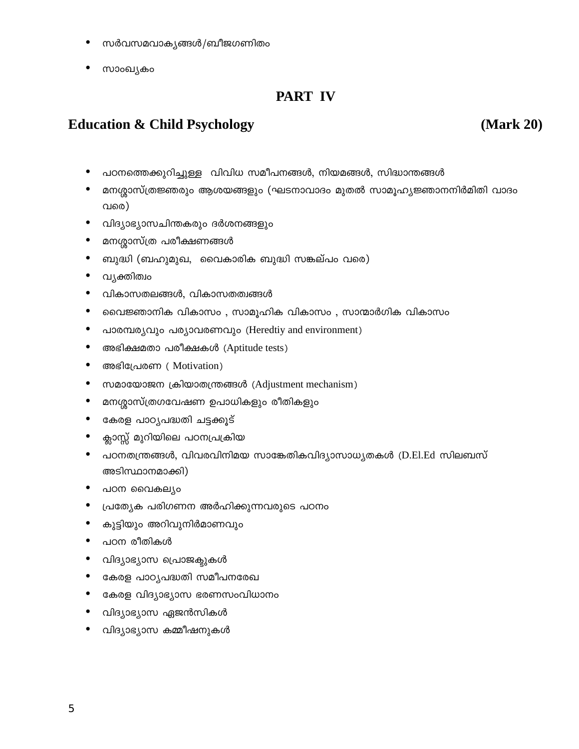- സർവസമവാക്യങ്ങൾ/ബീജഗണിതം
- സാംഖ്യകം

## PART IV

### Education & Child Psychology (Mark 20)

- പഠനത്തെക്കുറിച്ചുള്ള വിവിധ സമീപനങ്ങൾ, നിയമങ്ങൾ, സിദ്ധാന്തങ്ങൾ
- മനശ്ശാസ്ത്രജ്ഞരും ആശയങ്ങളും (ഘടനാവാദം മുതൽ സാമൂഹ്യജ്ഞാനനിർമിതി വാദം വരെ)
- വിദ്യാഭ്യാസചിന്തകരും ദർശനങ്ങളും
- മനശ്ശാസ്ത്ര പരീക്ഷണങ്ങൾ
- ബുദ്ധി (ബഹുമുഖ, വൈകാരിക ബുദ്ധി സങ്കല്പം വരെ)
- വ്യക്തിത്വം
- വികാസതലങ്ങൾ, വികാസതത്വങ്ങൾ
- വൈജ്ഞാനിക വികാസം , സാമൂഹിക വികാസം , സാന്മാർഗിക വികാസം
- പാരമ്പര്യവും പര്യാവരണവും (Heredtiy and environment)
- അഭിക്ഷമതാ പരീക്ഷകൾ (Aptitude tests)
- അഭിപ്രേരണ ( Motivation)
- സമായോജന ക്രിയാതന്ത്രങ്ങൾ (Adjustment mechanism)
- മനശ്ശാസ്ത്രഗവേഷണ ഉപാധികളും രീതികളും
- കേരള പാഠ്യപദ്ധതി ചട്ടക്കൂട്
- ക്ലാസ്സ് മുറിയിലെ പഠനപ്രക്രിയ
- പഠനതന്ത്രങ്ങൾ, വിവരവിനിമയ സാങ്കേതികവിദ്യാസാധ്യതകൾ (D.El.Ed സിലബസ് അടിസ്ഥാനമാക്കി)
- പഠന വൈകല്യം
- പ്രത്യേക പരിഗണന അർഹിക്കുന്നവരുടെ പഠനം
- കുട്ടിയും അറിവുനിർമാണവും
- പഠന രീതികൾ
- വിദ്യാഭ്യാസ പ്രൊജക്ടുകൾ
- കേരള പാഠ്യപദ്ധതി സമീപനരേഖ
- കേരള വിദ്യാഭ്യാസ ഭരണസംവിധാനം
- വിദ്യാഭ്യാസ ഏജൻസികൾ
- വിദ്യാഭ്യാസ കമ്മീഷനുകൾ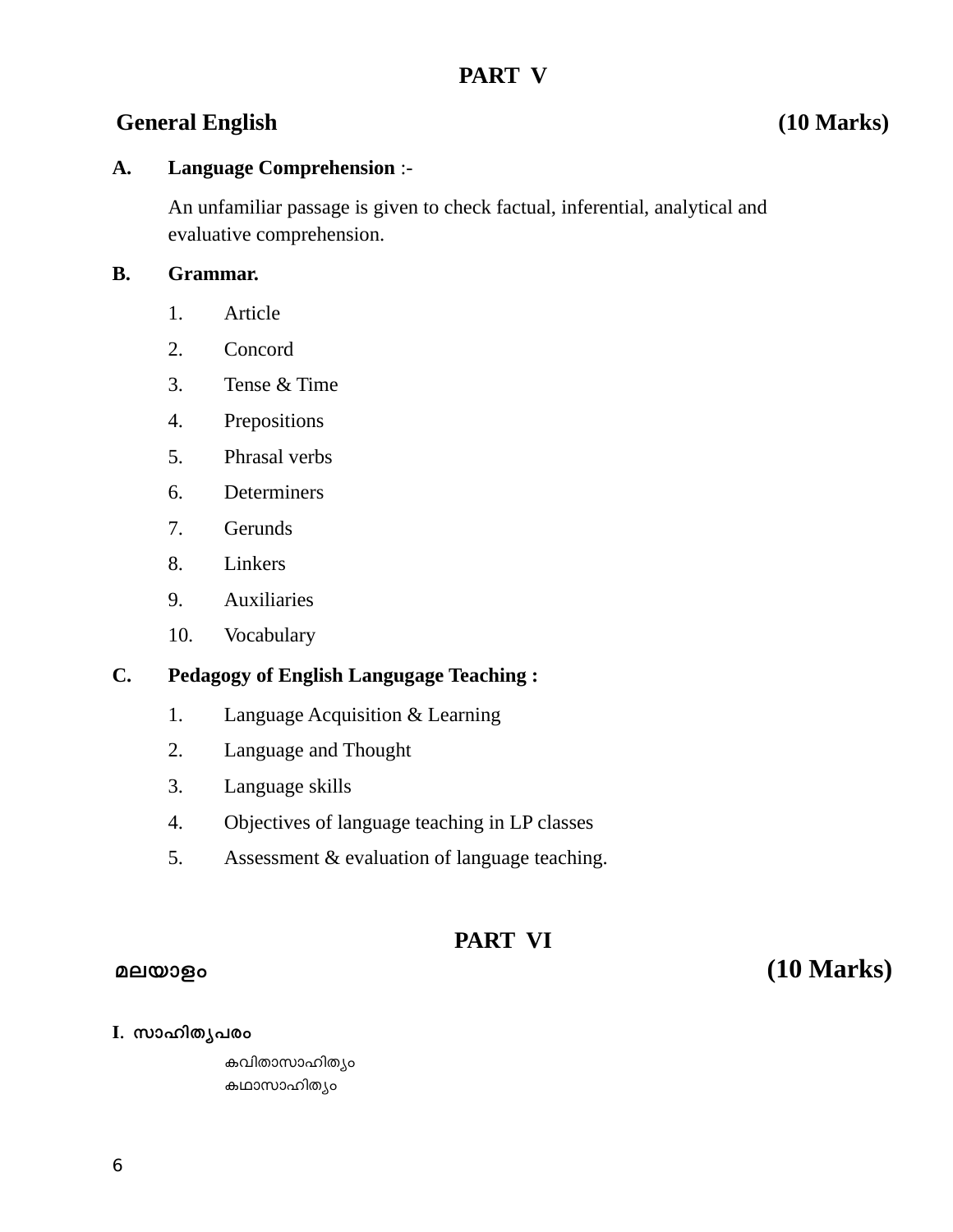## PART V

**General English (10 Marks)**

**A. Language Comprehension** :-

An unfamiliar passage is given to check factual, inferential, analytical and evaluative comprehension.

**B. Grammar.**

1. Article
2. Concord
3. Tense & Time
4. Prepositions
5. Phrasal verbs
6. Determiners
7. Gerunds
8. Linkers
9. Auxiliaries
10. Vocabulary

**C. Pedagogy of English Langugage Teaching :**

1. Language Acquisition & Learning
2. Language and Thought
3. Language skills
4. Objectives of language teaching in LP classes
5. Assessment & evaluation of language teaching.

## PART VI

**മലയാളം (10 Marks)**

**I. സാഹിത്യപരം**

കവിതാസാഹിത്യം
കഥാസാഹിത്യം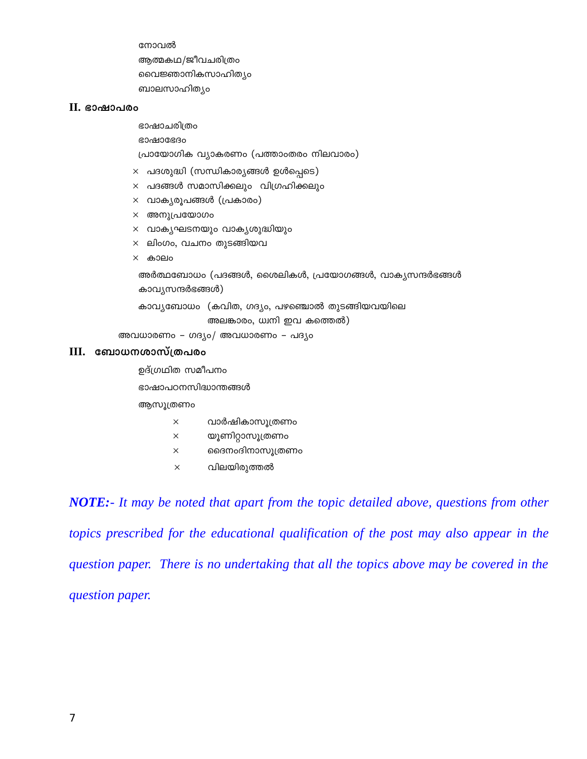നോവൽ

ആത്മകഥ/ജീവചരിത്രം

വൈജ്ഞാനികസാഹിത്യം

ബാലസാഹിത്യം

## II. ഭാഷാപരം

ഭാഷാചരിത്രം

ഭാഷാഭേദം

പ്രായോഗിക വ്യാകരണം (പത്താംതരം നിലവാരം)

- × പദശുദ്ധി (സന്ധികാര്യങ്ങൾ ഉൾപ്പെടെ)
- × പദങ്ങൾ സമാസിക്കലും വിഗ്രഹിക്കലും
- × വാക്യരൂപങ്ങൾ (പ്രകാരം)
- × അനുപ്രയോഗം
- × വാക്യഘടനയും വാക്യശുദ്ധിയും
- × ലിംഗം, വചനം തുടങ്ങിയവ
- × കാലം

അർത്ഥബോധം (പദങ്ങൾ, ശൈലികൾ, പ്രയോഗങ്ങൾ, വാക്യസന്ദർഭങ്ങൾ കാവ്യസന്ദർഭങ്ങൾ)

കാവ്യബോധം (കവിത, ഗദ്യം, പഴഞ്ചൊൽ തുടങ്ങിയവയിലെ അലങ്കാരം, ധ്വനി ഇവ കണ്ടെത്തൽ)

അവധാരണം – ഗദ്യം/ അവധാരണം – പദ്യം

## III. ബോധനശാസ്ത്രപരം

ഉദ്ഗ്രഥിത സമീപനം

ഭാഷാപഠനസിദ്ധാന്തങ്ങൾ

ആസൂത്രണം

- × വാർഷികാസൂത്രണം
- × യൂണിറ്റാസൂത്രണം
- × ദൈനംദിനാസൂത്രണം
- × വിലയിരുത്തൽ

***NOTE:-*** *It may be noted that apart from the topic detailed above, questions from other topics prescribed for the educational qualification of the post may also appear in the question paper. There is no undertaking that all the topics above may be covered in the question paper.*